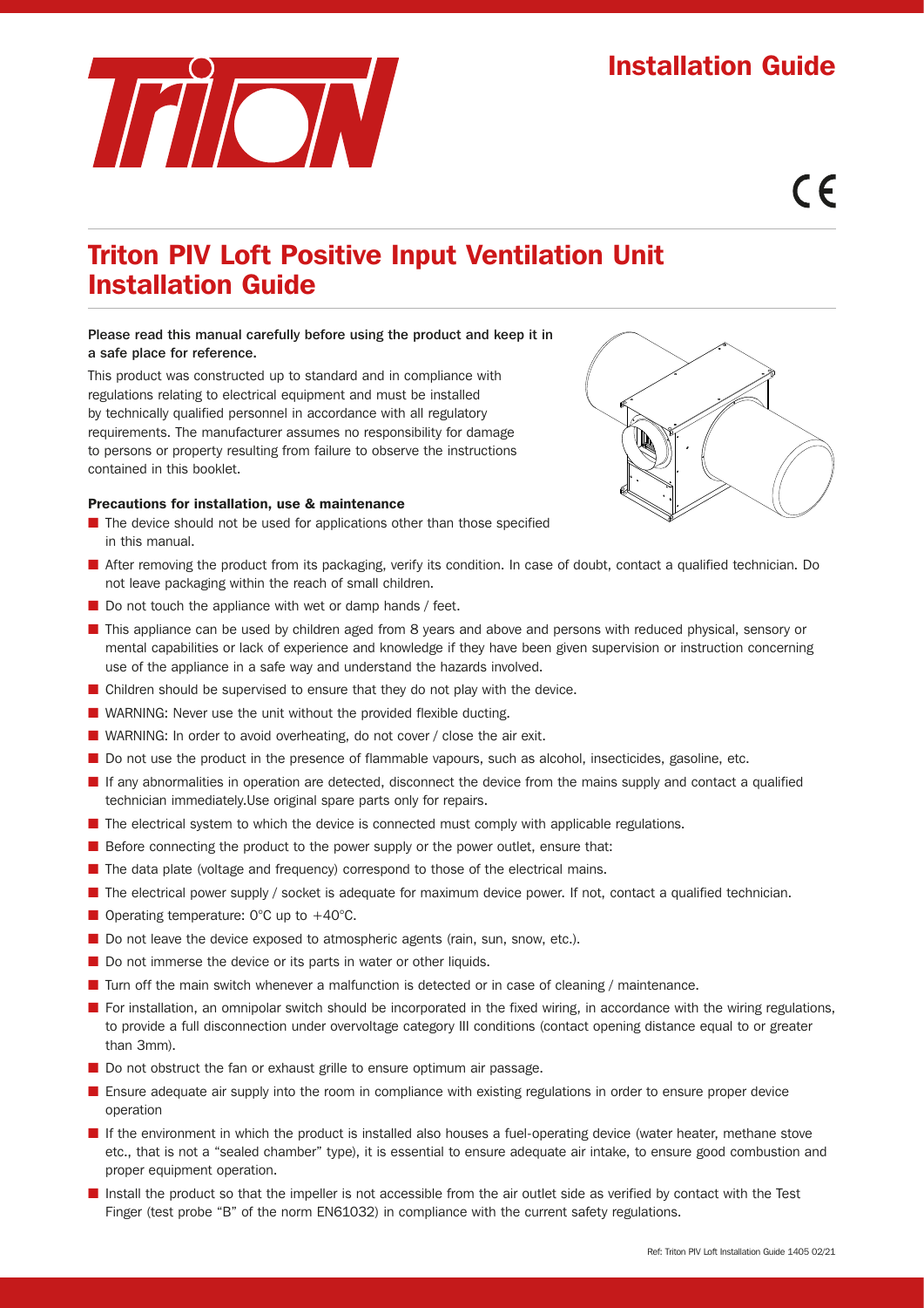# Installation Guide

CE

## Triton PIV Loft Positive Input Ventilation Unit Installation Guide

**Please read this manual carefully before using the product and keep it in a safe place for reference.**

This product was constructed up to standard and in compliance with regulations relating to electrical equipment and must be installed by technically qualified personnel in accordance with all regulatory requirements. The manufacturer assumes no responsibility for damage to persons or property resulting from failure to observe the instructions contained in this booklet.

### Precautions for installation, use & maintenance

- The device should not be used for applications other than those specified in this manual.
- After removing the product from its packaging, verify its condition. In case of doubt, contact a qualified technician. Do not leave packaging within the reach of small children.
- Do not touch the appliance with wet or damp hands / feet.
- This appliance can be used by children aged from 8 years and above and persons with reduced physical, sensory or mental capabilities or lack of experience and knowledge if they have been given supervision or instruction concerning use of the appliance in a safe way and understand the hazards involved.
- Children should be supervised to ensure that they do not play with the device.
- WARNING: Never use the unit without the provided flexible ducting.
- WARNING: In order to avoid overheating, do not cover / close the air exit.
- Do not use the product in the presence of flammable vapours, such as alcohol, insecticides, gasoline, etc.
- If any abnormalities in operation are detected, disconnect the device from the mains supply and contact a qualified technician immediately.Use original spare parts only for repairs.
- The electrical system to which the device is connected must comply with applicable regulations.
- Before connecting the product to the power supply or the power outlet, ensure that:
- The data plate (voltage and frequency) correspond to those of the electrical mains.
- The electrical power supply / socket is adequate for maximum device power. If not, contact a qualified technician.
- Operating temperature: 0°C up to +40°C.
- Do not leave the device exposed to atmospheric agents (rain, sun, snow, etc.).
- Do not immerse the device or its parts in water or other liquids.
- Turn off the main switch whenever a malfunction is detected or in case of cleaning / maintenance.
- For installation, an omnipolar switch should be incorporated in the fixed wiring, in accordance with the wiring regulations, to provide a full disconnection under overvoltage category III conditions (contact opening distance equal to or greater than 3mm).
- Do not obstruct the fan or exhaust grille to ensure optimum air passage.
- Ensure adequate air supply into the room in compliance with existing regulations in order to ensure proper device operation
- If the environment in which the product is installed also houses a fuel-operating device (water heater, methane stove etc., that is not a "sealed chamber" type), it is essential to ensure adequate air intake, to ensure good combustion and proper equipment operation.
- Install the product so that the impeller is not accessible from the air outlet side as verified by contact with the Test Finger (test probe "B" of the norm EN61032) in compliance with the current safety regulations.

Ref: Triton PIV Loft Installation Guide 1405 02/21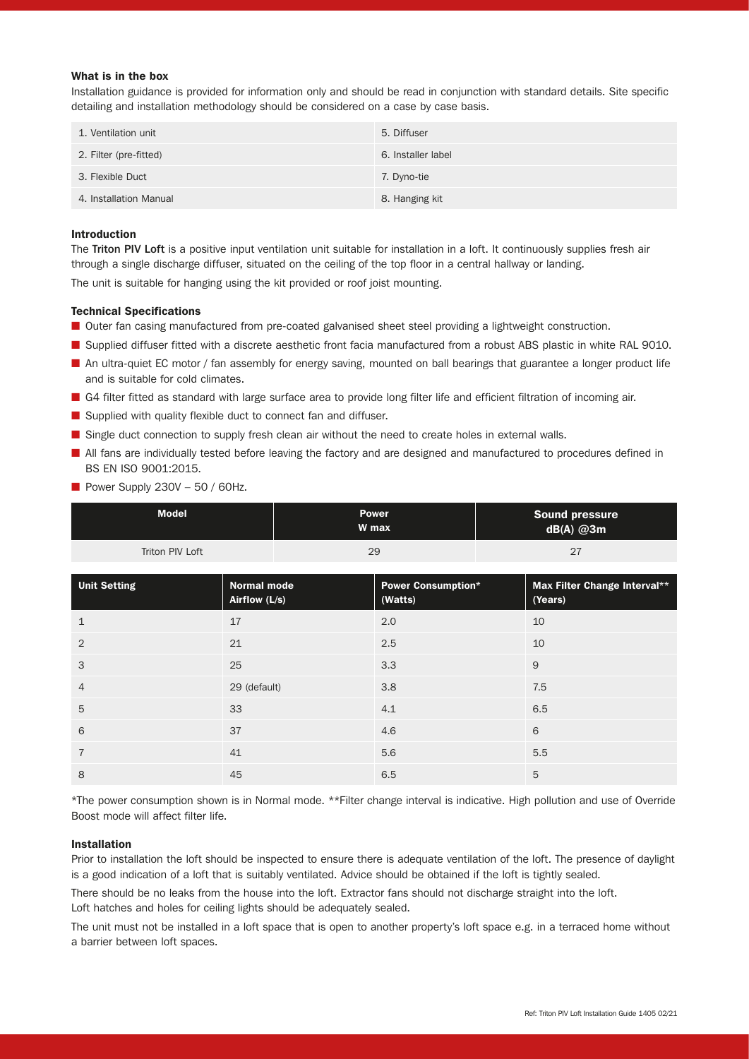### What is in the box

Installation guidance is provided for information only and should be read in conjunction with standard details. Site specific detailing and installation methodology should be considered on a case by case basis.

| | |
|---|---|
| 1. Ventilation unit | 5. Diffuser |
| 2. Filter (pre-fitted) | 6. Installer label |
| 3. Flexible Duct | 7. Dyno-tie |
| 4. Installation Manual | 8. Hanging kit |

### Introduction

The **Triton PIV Loft** is a positive input ventilation unit suitable for installation in a loft. It continuously supplies fresh air through a single discharge diffuser, situated on the ceiling of the top floor in a central hallway or landing.

The unit is suitable for hanging using the kit provided or roof joist mounting.

### Technical Specifications

- Outer fan casing manufactured from pre-coated galvanised sheet steel providing a lightweight construction.
- Supplied diffuser fitted with a discrete aesthetic front facia manufactured from a robust ABS plastic in white RAL 9010.
- An ultra-quiet EC motor / fan assembly for energy saving, mounted on ball bearings that guarantee a longer product life and is suitable for cold climates.
- G4 filter fitted as standard with large surface area to provide long filter life and efficient filtration of incoming air.
- Supplied with quality flexible duct to connect fan and diffuser.
- Single duct connection to supply fresh clean air without the need to create holes in external walls.
- All fans are individually tested before leaving the factory and are designed and manufactured to procedures defined in BS EN ISO 9001:2015.
- Power Supply 230V – 50 / 60Hz.

| Model | Power W max | Sound pressure dB(A) @3m |
|---|---|---|
| Triton PIV Loft | 29 | 27 |

| Unit Setting | Normal mode Airflow (L/s) | Power Consumption* (Watts) | Max Filter Change Interval** (Years) |
|---|---|---|---|
| 1 | 17 | 2.0 | 10 |
| 2 | 21 | 2.5 | 10 |
| 3 | 25 | 3.3 | 9 |
| 4 | 29 (default) | 3.8 | 7.5 |
| 5 | 33 | 4.1 | 6.5 |
| 6 | 37 | 4.6 | 6 |
| 7 | 41 | 5.6 | 5.5 |
| 8 | 45 | 6.5 | 5 |

*The power consumption shown is in Normal mode. **Filter change interval is indicative. High pollution and use of Override Boost mode will affect filter life.

### Installation

Prior to installation the loft should be inspected to ensure there is adequate ventilation of the loft. The presence of daylight is a good indication of a loft that is suitably ventilated. Advice should be obtained if the loft is tightly sealed.

There should be no leaks from the house into the loft. Extractor fans should not discharge straight into the loft. Loft hatches and holes for ceiling lights should be adequately sealed.

The unit must not be installed in a loft space that is open to another property's loft space e.g. in a terraced home without a barrier between loft spaces.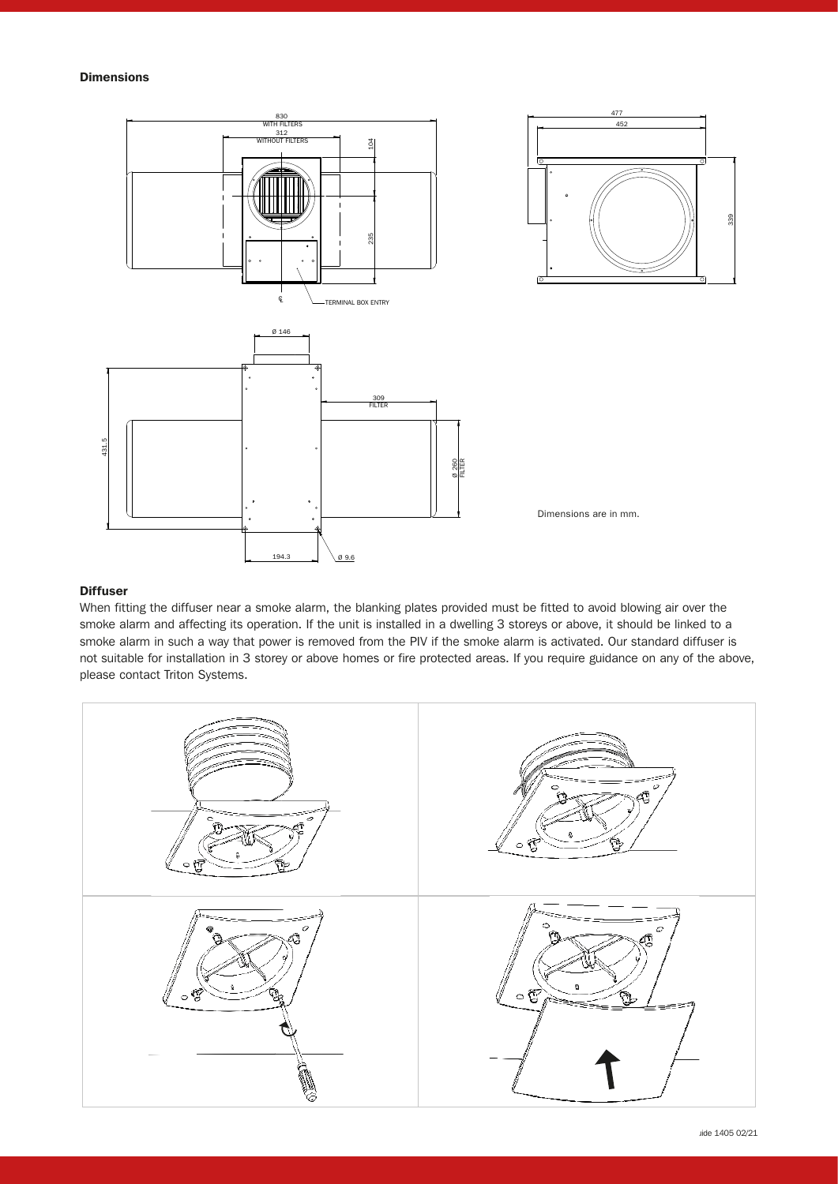### Dimensions

Dimensions are in mm.

### Diffuser

When fitting the diffuser near a smoke alarm, the blanking plates provided must be fitted to avoid blowing air over the smoke alarm and affecting its operation. If the unit is installed in a dwelling 3 storeys or above, it should be linked to a smoke alarm in such a way that power is removed from the PIV if the smoke alarm is activated. Our standard diffuser is not suitable for installation in 3 storey or above homes or fire protected areas. If you require guidance on any of the above, please contact Triton Systems.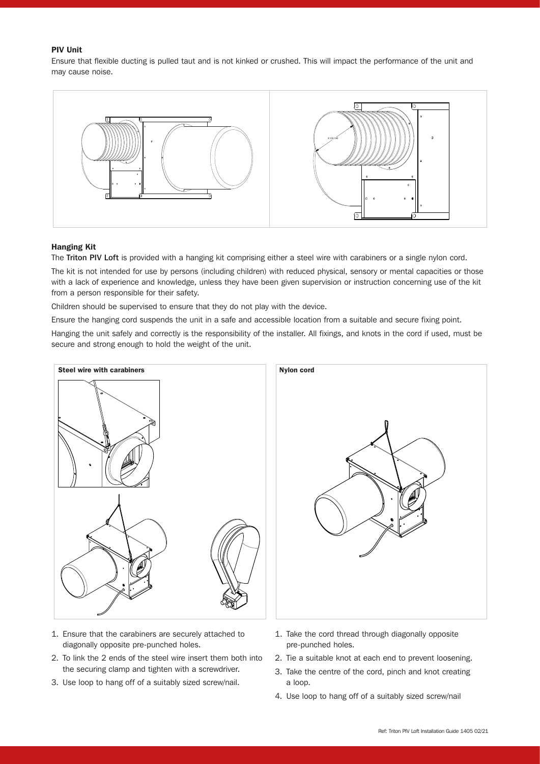### PIV Unit

Ensure that flexible ducting is pulled taut and is not kinked or crushed. This will impact the performance of the unit and may cause noise.

### Hanging Kit

The **Triton PIV Loft** is provided with a hanging kit comprising either a steel wire with carabiners or a single nylon cord.

The kit is not intended for use by persons (including children) with reduced physical, sensory or mental capacities or those with a lack of experience and knowledge, unless they have been given supervision or instruction concerning use of the kit from a person responsible for their safety.

Children should be supervised to ensure that they do not play with the device.

Ensure the hanging cord suspends the unit in a safe and accessible location from a suitable and secure fixing point.

Hanging the unit safely and correctly is the responsibility of the installer. All fixings, and knots in the cord if used, must be secure and strong enough to hold the weight of the unit.

**Steel wire with carabiners**

1. Ensure that the carabiners are securely attached to diagonally opposite pre-punched holes.
2. To link the 2 ends of the steel wire insert them both into the securing clamp and tighten with a screwdriver.
3. Use loop to hang off of a suitably sized screw/nail.

**Nylon cord**

1. Take the cord thread through diagonally opposite pre-punched holes.
2. Tie a suitable knot at each end to prevent loosening.
3. Take the centre of the cord, pinch and knot creating a loop.
4. Use loop to hang off of a suitably sized screw/nail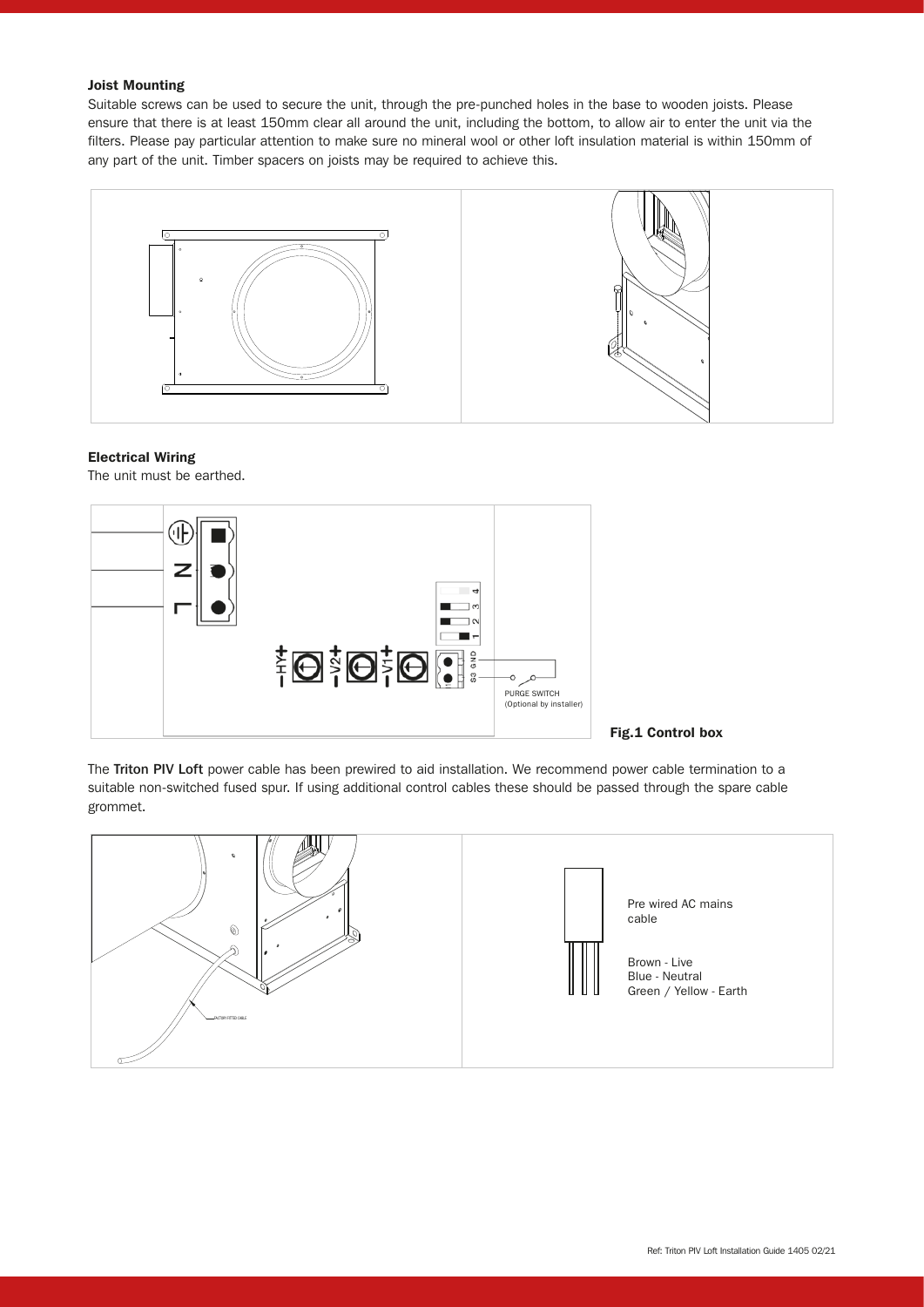### Joist Mounting

Suitable screws can be used to secure the unit, through the pre-punched holes in the base to wooden joists. Please ensure that there is at least 150mm clear all around the unit, including the bottom, to allow air to enter the unit via the filters. Please pay particular attention to make sure no mineral wool or other loft insulation material is within 150mm of any part of the unit. Timber spacers on joists may be required to achieve this.

### Electrical Wiring

The unit must be earthed.

**Fig.1 Control box**

The **Triton PIV Loft** power cable has been prewired to aid installation. We recommend power cable termination to a suitable non-switched fused spur. If using additional control cables these should be passed through the spare cable grommet.

Pre wired AC mains cable

Brown - Live
Blue - Neutral
Green / Yellow - Earth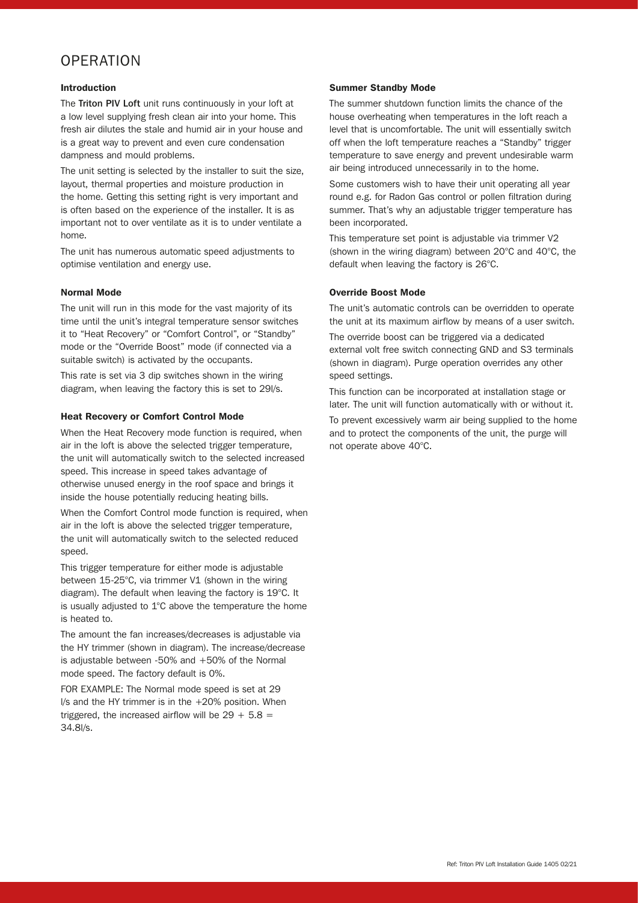# OPERATION

### Introduction

The **Triton PIV Loft** unit runs continuously in your loft at a low level supplying fresh clean air into your home. This fresh air dilutes the stale and humid air in your house and is a great way to prevent and even cure condensation dampness and mould problems.

The unit setting is selected by the installer to suit the size, layout, thermal properties and moisture production in the home. Getting this setting right is very important and is often based on the experience of the installer. It is as important not to over ventilate as it is to under ventilate a home.

The unit has numerous automatic speed adjustments to optimise ventilation and energy use.

### Normal Mode

The unit will run in this mode for the vast majority of its time until the unit's integral temperature sensor switches it to "Heat Recovery" or "Comfort Control", or "Standby" mode or the "Override Boost" mode (if connected via a suitable switch) is activated by the occupants.

This rate is set via 3 dip switches shown in the wiring diagram, when leaving the factory this is set to 29l/s.

### Heat Recovery or Comfort Control Mode

When the Heat Recovery mode function is required, when air in the loft is above the selected trigger temperature, the unit will automatically switch to the selected increased speed. This increase in speed takes advantage of otherwise unused energy in the roof space and brings it inside the house potentially reducing heating bills.

When the Comfort Control mode function is required, when air in the loft is above the selected trigger temperature, the unit will automatically switch to the selected reduced speed.

This trigger temperature for either mode is adjustable between 15-25°C, via trimmer V1 (shown in the wiring diagram). The default when leaving the factory is 19°C. It is usually adjusted to 1°C above the temperature the home is heated to.

The amount the fan increases/decreases is adjustable via the HY trimmer (shown in diagram). The increase/decrease is adjustable between -50% and +50% of the Normal mode speed. The factory default is 0%.

FOR EXAMPLE: The Normal mode speed is set at 29 l/s and the HY trimmer is in the +20% position. When triggered, the increased airflow will be $29 + 5.8 = 34.8$l/s.

### Summer Standby Mode

The summer shutdown function limits the chance of the house overheating when temperatures in the loft reach a level that is uncomfortable. The unit will essentially switch off when the loft temperature reaches a "Standby" trigger temperature to save energy and prevent undesirable warm air being introduced unnecessarily in to the home.

Some customers wish to have their unit operating all year round e.g. for Radon Gas control or pollen filtration during summer. That's why an adjustable trigger temperature has been incorporated.

This temperature set point is adjustable via trimmer V2 (shown in the wiring diagram) between 20°C and 40°C, the default when leaving the factory is 26°C.

### Override Boost Mode

The unit's automatic controls can be overridden to operate the unit at its maximum airflow by means of a user switch.

The override boost can be triggered via a dedicated external volt free switch connecting GND and S3 terminals (shown in diagram). Purge operation overrides any other speed settings.

This function can be incorporated at installation stage or later. The unit will function automatically with or without it.

To prevent excessively warm air being supplied to the home and to protect the components of the unit, the purge will not operate above 40°C.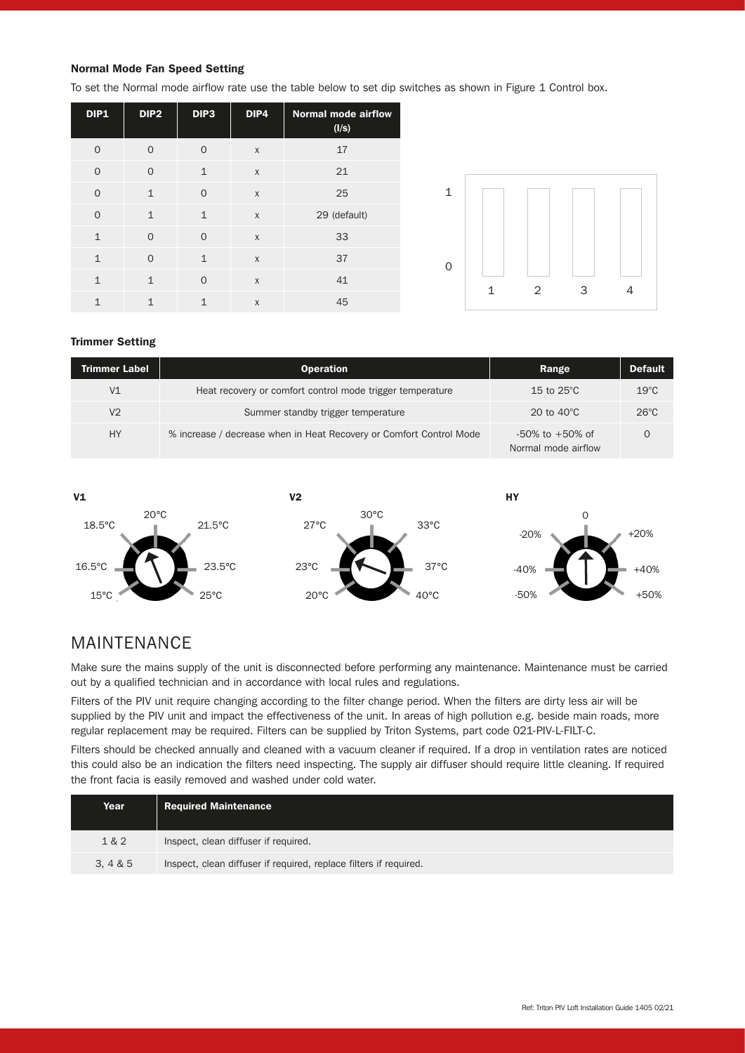#### Normal Mode Fan Speed Setting

To set the Normal mode airflow rate use the table below to set dip switches as shown in Figure 1 Control box.

| DIP1 | DIP2 | DIP3 | DIP4 | Normal mode airflow (l/s) |
|---|---|---|---|---|
| 0 | 0 | 0 | x | 17 |
| 0 | 0 | 1 | x | 21 |
| 0 | 1 | 0 | x | 25 |
| 0 | 1 | 1 | x | 29 (default) |
| 1 | 0 | 0 | x | 33 |
| 1 | 0 | 1 | x | 37 |
| 1 | 1 | 0 | x | 41 |
| 1 | 1 | 1 | x | 45 |

1
0
1 2 3 4

#### Trimmer Setting

| Trimmer Label | Operation | Range | Default |
|---|---|---|---|
| V1 | Heat recovery or comfort control mode trigger temperature | 15 to 25°C | 19°C |
| V2 | Summer standby trigger temperature | 20 to 40°C | 26°C |
| HY | % increase / decrease when in Heat Recovery or Comfort Control Mode | -50% to +50% of Normal mode airflow | 0 |

**V1**

15°C, 16.5°C, 18.5°C, 20°C, 21.5°C, 23.5°C, 25°C

**V2**

20°C, 23°C, 27°C, 30°C, 33°C, 37°C, 40°C

**HY**

-50%, -40%, -20%, 0, +20%, +40%, +50%

## MAINTENANCE

Make sure the mains supply of the unit is disconnected before performing any maintenance. Maintenance must be carried out by a qualified technician and in accordance with local rules and regulations.

Filters of the PIV unit require changing according to the filter change period. When the filters are dirty less air will be supplied by the PIV unit and impact the effectiveness of the unit. In areas of high pollution e.g. beside main roads, more regular replacement may be required. Filters can be supplied by Triton Systems, part code 021-PIV-L-FILT-C.

Filters should be checked annually and cleaned with a vacuum cleaner if required. If a drop in ventilation rates are noticed this could also be an indication the filters need inspecting. The supply air diffuser should require little cleaning. If required the front facia is easily removed and washed under cold water.

| Year | Required Maintenance |
|---|---|
| 1 & 2 | Inspect, clean diffuser if required. |
| 3, 4 & 5 | Inspect, clean diffuser if required, replace filters if required. |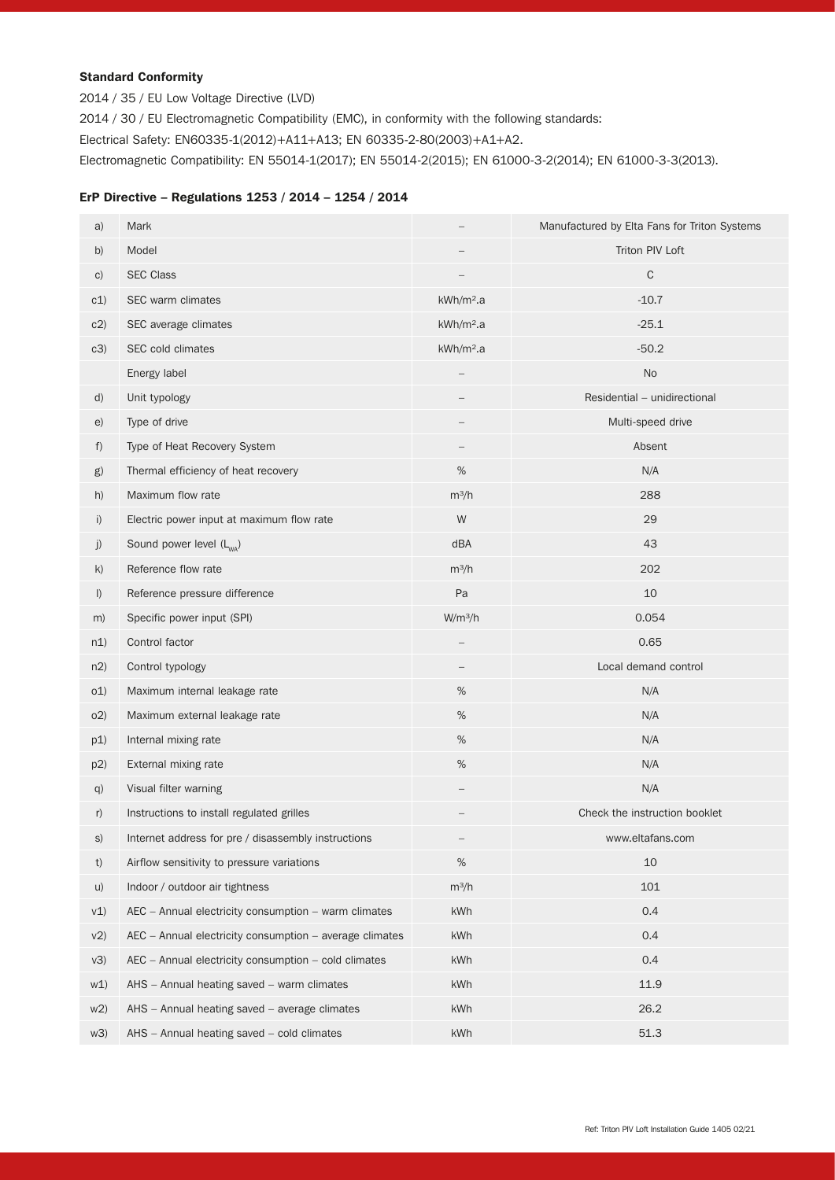**Standard Conformity**

2014 / 35 / EU Low Voltage Directive (LVD)

2014 / 30 / EU Electromagnetic Compatibility (EMC), in conformity with the following standards:

Electrical Safety: EN60335-1(2012)+A11+A13; EN 60335-2-80(2003)+A1+A2.

Electromagnetic Compatibility: EN 55014-1(2017); EN 55014-2(2015); EN 61000-3-2(2014); EN 61000-3-3(2013).

**ErP Directive – Regulations 1253 / 2014 – 1254 / 2014**

| | | | |
|---|---|---|---|
| a) | Mark | – | Manufactured by Elta Fans for Triton Systems |
| b) | Model | – | Triton PIV Loft |
| c) | SEC Class | – | C |
| c1) | SEC warm climates | kWh/m².a | -10.7 |
| c2) | SEC average climates | kWh/m².a | -25.1 |
| c3) | SEC cold climates | kWh/m².a | -50.2 |
| | Energy label | – | No |
| d) | Unit typology | – | Residential – unidirectional |
| e) | Type of drive | – | Multi-speed drive |
| f) | Type of Heat Recovery System | – | Absent |
| g) | Thermal efficiency of heat recovery | % | N/A |
| h) | Maximum flow rate | m³/h | 288 |
| i) | Electric power input at maximum flow rate | W | 29 |
| j) | Sound power level ($L_{WA}$) | dBA | 43 |
| k) | Reference flow rate | m³/h | 202 |
| l) | Reference pressure difference | Pa | 10 |
| m) | Specific power input (SPI) | W/m³/h | 0.054 |
| n1) | Control factor | – | 0.65 |
| n2) | Control typology | – | Local demand control |
| o1) | Maximum internal leakage rate | % | N/A |
| o2) | Maximum external leakage rate | % | N/A |
| p1) | Internal mixing rate | % | N/A |
| p2) | External mixing rate | % | N/A |
| q) | Visual filter warning | – | N/A |
| r) | Instructions to install regulated grilles | – | Check the instruction booklet |
| s) | Internet address for pre / disassembly instructions | – | www.eltafans.com |
| t) | Airflow sensitivity to pressure variations | % | 10 |
| u) | Indoor / outdoor air tightness | m³/h | 101 |
| v1) | AEC – Annual electricity consumption – warm climates | kWh | 0.4 |
| v2) | AEC – Annual electricity consumption – average climates | kWh | 0.4 |
| v3) | AEC – Annual electricity consumption – cold climates | kWh | 0.4 |
| w1) | AHS – Annual heating saved – warm climates | kWh | 11.9 |
| w2) | AHS – Annual heating saved – average climates | kWh | 26.2 |
| w3) | AHS – Annual heating saved – cold climates | kWh | 51.3 |

Ref: Triton PIV Loft Installation Guide 1405 02/21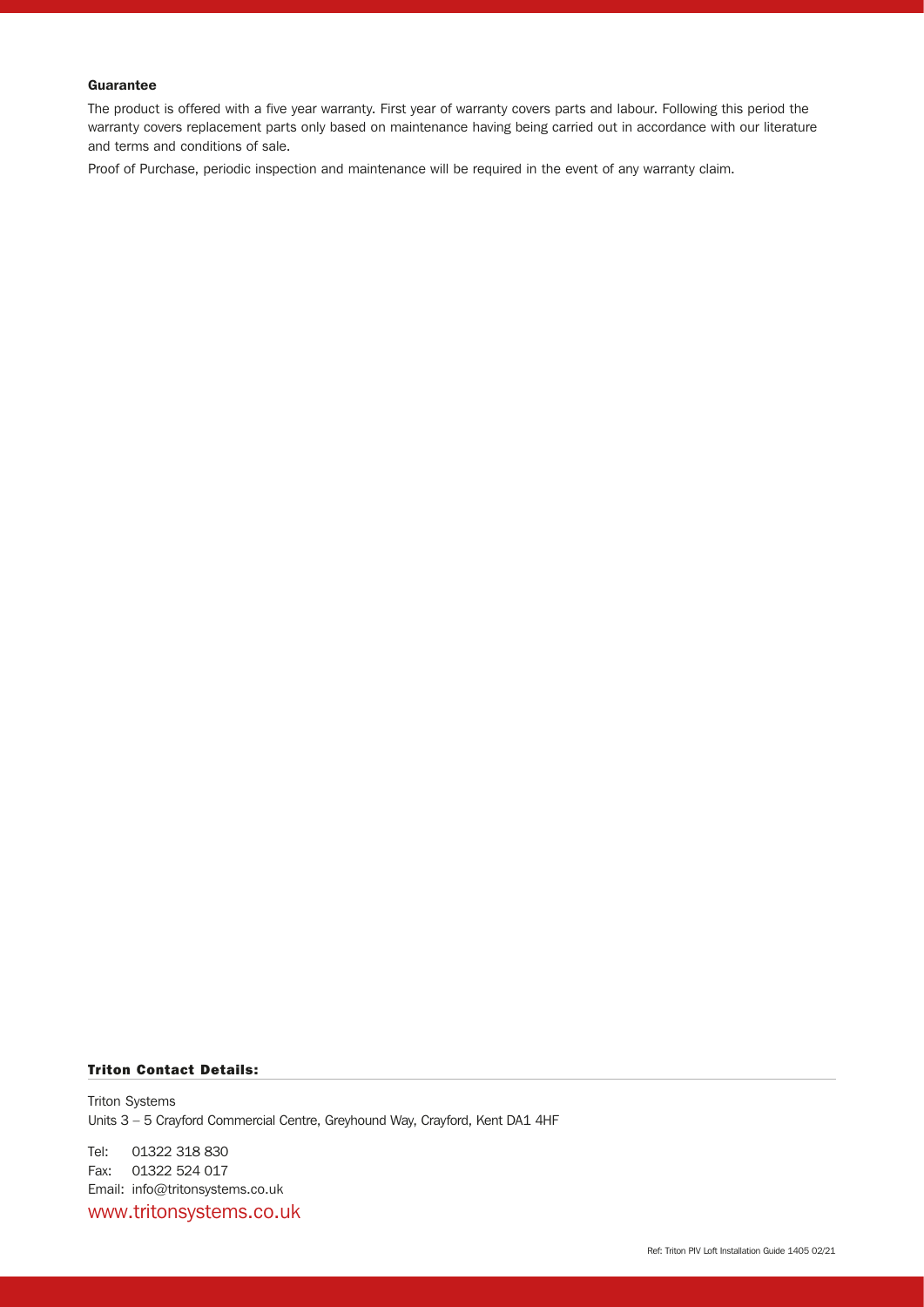### Guarantee

The product is offered with a five year warranty. First year of warranty covers parts and labour. Following this period the warranty covers replacement parts only based on maintenance having being carried out in accordance with our literature and terms and conditions of sale.

Proof of Purchase, periodic inspection and maintenance will be required in the event of any warranty claim.

### Triton Contact Details:

Triton Systems
Units 3 – 5 Crayford Commercial Centre, Greyhound Way, Crayford, Kent DA1 4HF

Tel: 01322 318 830
Fax: 01322 524 017
Email: info@tritonsystems.co.uk

www.tritonsystems.co.uk

Ref: Triton PIV Loft Installation Guide 1405 02/21